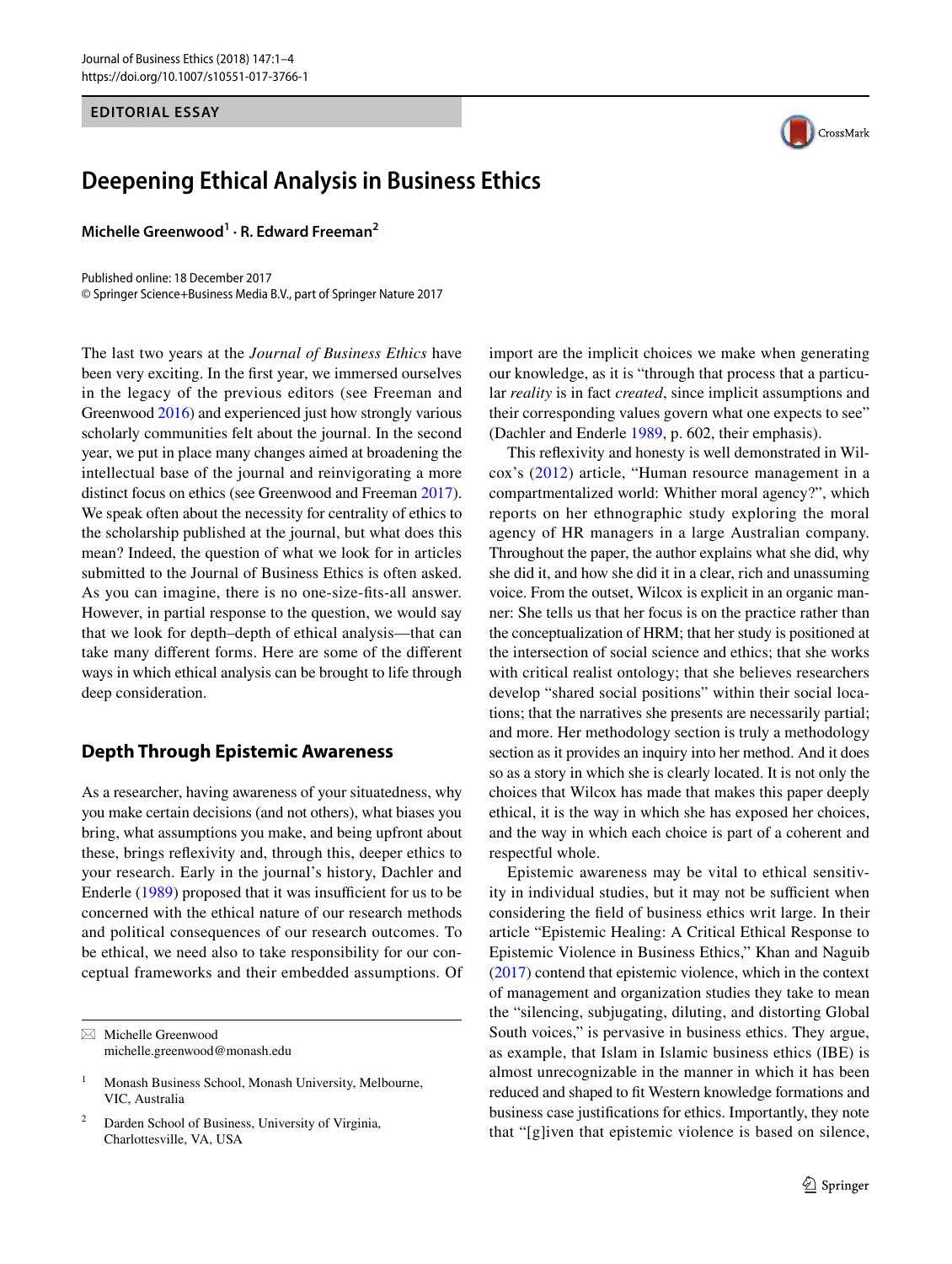EDITORIAL ESSAY

# Deepening Ethical Analysis in Business Ethics

**Michelle Greenwood[1] · R. Edward Freeman[2]**

Published online: 18 December 2017
© Springer Science+Business Media B.V., part of Springer Nature 2017

The last two years at the *Journal of Business Ethics* have been very exciting. In the first year, we immersed ourselves in the legacy of the previous editors (see Freeman and Greenwood 2016) and experienced just how strongly various scholarly communities felt about the journal. In the second year, we put in place many changes aimed at broadening the intellectual base of the journal and reinvigorating a more distinct focus on ethics (see Greenwood and Freeman 2017). We speak often about the necessity for centrality of ethics to the scholarship published at the journal, but what does this mean? Indeed, the question of what we look for in articles submitted to the Journal of Business Ethics is often asked. As you can imagine, there is no one-size-fits-all answer. However, in partial response to the question, we would say that we look for depth–depth of ethical analysis—that can take many different forms. Here are some of the different ways in which ethical analysis can be brought to life through deep consideration.

## Depth Through Epistemic Awareness

As a researcher, having awareness of your situatedness, why you make certain decisions (and not others), what biases you bring, what assumptions you make, and being upfront about these, brings reflexivity and, through this, deeper ethics to your research. Early in the journal's history, Dachler and Enderle (1989) proposed that it was insufficient for us to be concerned with the ethical nature of our research methods and political consequences of our research outcomes. To be ethical, we need also to take responsibility for our conceptual frameworks and their embedded assumptions. Of import are the implicit choices we make when generating our knowledge, as it is "through that process that a particular *reality* is in fact *created*, since implicit assumptions and their corresponding values govern what one expects to see" (Dachler and Enderle 1989, p. 602, their emphasis).

This reflexivity and honesty is well demonstrated in Wilcox's (2012) article, "Human resource management in a compartmentalized world: Whither moral agency?", which reports on her ethnographic study exploring the moral agency of HR managers in a large Australian company. Throughout the paper, the author explains what she did, why she did it, and how she did it in a clear, rich and unassuming voice. From the outset, Wilcox is explicit in an organic manner: She tells us that her focus is on the practice rather than the conceptualization of HRM; that her study is positioned at the intersection of social science and ethics; that she works with critical realist ontology; that she believes researchers develop "shared social positions" within their social locations; that the narratives she presents are necessarily partial; and more. Her methodology section is truly a methodology section as it provides an inquiry into her method. And it does so as a story in which she is clearly located. It is not only the choices that Wilcox has made that makes this paper deeply ethical, it is the way in which she has exposed her choices, and the way in which each choice is part of a coherent and respectful whole.

Epistemic awareness may be vital to ethical sensitivity in individual studies, but it may not be sufficient when considering the field of business ethics writ large. In their article "Epistemic Healing: A Critical Ethical Response to Epistemic Violence in Business Ethics," Khan and Naguib (2017) contend that epistemic violence, which in the context of management and organization studies they take to mean the "silencing, subjugating, diluting, and distorting Global South voices," is pervasive in business ethics. They argue, as example, that Islam in Islamic business ethics (IBE) is almost unrecognizable in the manner in which it has been reduced and shaped to fit Western knowledge formations and business case justifications for ethics. Importantly, they note that "[g]iven that epistemic violence is based on silence,

---

✉ Michelle Greenwood
michelle.greenwood@monash.edu

[1] Monash Business School, Monash University, Melbourne, VIC, Australia

[2] Darden School of Business, University of Virginia, Charlottesville, VA, USA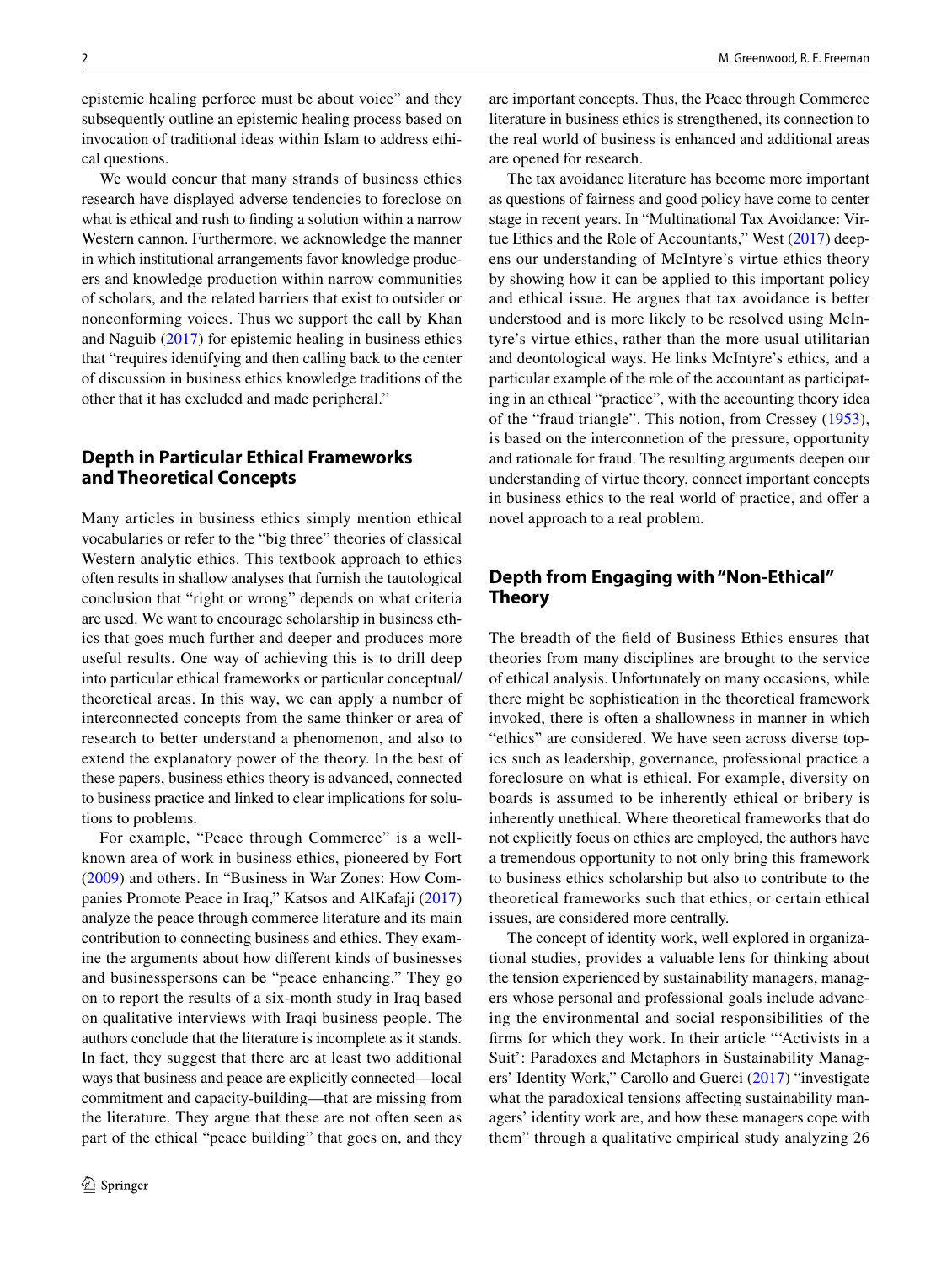epistemic healing perforce must be about voice" and they subsequently outline an epistemic healing process based on invocation of traditional ideas within Islam to address ethical questions.

We would concur that many strands of business ethics research have displayed adverse tendencies to foreclose on what is ethical and rush to finding a solution within a narrow Western cannon. Furthermore, we acknowledge the manner in which institutional arrangements favor knowledge producers and knowledge production within narrow communities of scholars, and the related barriers that exist to outsider or nonconforming voices. Thus we support the call by Khan and Naguib (2017) for epistemic healing in business ethics that "requires identifying and then calling back to the center of discussion in business ethics knowledge traditions of the other that it has excluded and made peripheral."

## Depth in Particular Ethical Frameworks and Theoretical Concepts

Many articles in business ethics simply mention ethical vocabularies or refer to the "big three" theories of classical Western analytic ethics. This textbook approach to ethics often results in shallow analyses that furnish the tautological conclusion that "right or wrong" depends on what criteria are used. We want to encourage scholarship in business ethics that goes much further and deeper and produces more useful results. One way of achieving this is to drill deep into particular ethical frameworks or particular conceptual/theoretical areas. In this way, we can apply a number of interconnected concepts from the same thinker or area of research to better understand a phenomenon, and also to extend the explanatory power of the theory. In the best of these papers, business ethics theory is advanced, connected to business practice and linked to clear implications for solutions to problems.

For example, "Peace through Commerce" is a well-known area of work in business ethics, pioneered by Fort (2009) and others. In "Business in War Zones: How Companies Promote Peace in Iraq," Katsos and AlKafaji (2017) analyze the peace through commerce literature and its main contribution to connecting business and ethics. They examine the arguments about how different kinds of businesses and businesspersons can be "peace enhancing." They go on to report the results of a six-month study in Iraq based on qualitative interviews with Iraqi business people. The authors conclude that the literature is incomplete as it stands. In fact, they suggest that there are at least two additional ways that business and peace are explicitly connected—local commitment and capacity-building—that are missing from the literature. They argue that these are not often seen as part of the ethical "peace building" that goes on, and they are important concepts. Thus, the Peace through Commerce literature in business ethics is strengthened, its connection to the real world of business is enhanced and additional areas are opened for research.

The tax avoidance literature has become more important as questions of fairness and good policy have come to center stage in recent years. In "Multinational Tax Avoidance: Virtue Ethics and the Role of Accountants," West (2017) deepens our understanding of McIntyre's virtue ethics theory by showing how it can be applied to this important policy and ethical issue. He argues that tax avoidance is better understood and is more likely to be resolved using McIntyre's virtue ethics, rather than the more usual utilitarian and deontological ways. He links McIntyre's ethics, and a particular example of the role of the accountant as participating in an ethical "practice", with the accounting theory idea of the "fraud triangle". This notion, from Cressey (1953), is based on the interconnetion of the pressure, opportunity and rationale for fraud. The resulting arguments deepen our understanding of virtue theory, connect important concepts in business ethics to the real world of practice, and offer a novel approach to a real problem.

## Depth from Engaging with "Non-Ethical" Theory

The breadth of the field of Business Ethics ensures that theories from many disciplines are brought to the service of ethical analysis. Unfortunately on many occasions, while there might be sophistication in the theoretical framework invoked, there is often a shallowness in manner in which "ethics" are considered. We have seen across diverse topics such as leadership, governance, professional practice a foreclosure on what is ethical. For example, diversity on boards is assumed to be inherently ethical or bribery is inherently unethical. Where theoretical frameworks that do not explicitly focus on ethics are employed, the authors have a tremendous opportunity to not only bring this framework to business ethics scholarship but also to contribute to the theoretical frameworks such that ethics, or certain ethical issues, are considered more centrally.

The concept of identity work, well explored in organizational studies, provides a valuable lens for thinking about the tension experienced by sustainability managers, managers whose personal and professional goals include advancing the environmental and social responsibilities of the firms for which they work. In their article "'Activists in a Suit': Paradoxes and Metaphors in Sustainability Managers' Identity Work," Carollo and Guerci (2017) "investigate what the paradoxical tensions affecting sustainability managers' identity work are, and how these managers cope with them" through a qualitative empirical study analyzing 26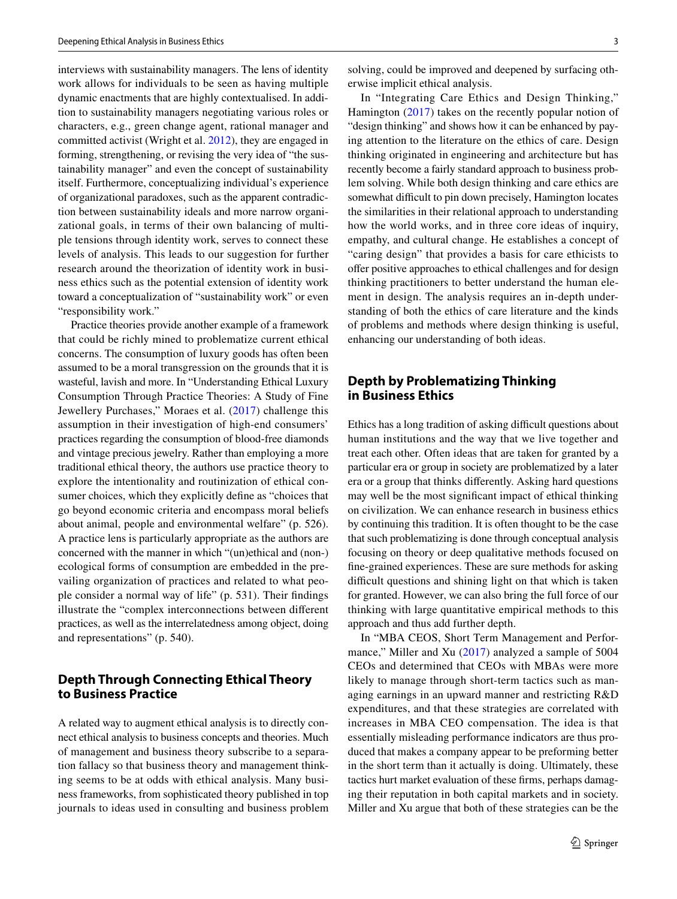interviews with sustainability managers. The lens of identity work allows for individuals to be seen as having multiple dynamic enactments that are highly contextualised. In addition to sustainability managers negotiating various roles or characters, e.g., green change agent, rational manager and committed activist (Wright et al. 2012), they are engaged in forming, strengthening, or revising the very idea of "the sustainability manager" and even the concept of sustainability itself. Furthermore, conceptualizing individual's experience of organizational paradoxes, such as the apparent contradiction between sustainability ideals and more narrow organizational goals, in terms of their own balancing of multiple tensions through identity work, serves to connect these levels of analysis. This leads to our suggestion for further research around the theorization of identity work in business ethics such as the potential extension of identity work toward a conceptualization of "sustainability work" or even "responsibility work."

Practice theories provide another example of a framework that could be richly mined to problematize current ethical concerns. The consumption of luxury goods has often been assumed to be a moral transgression on the grounds that it is wasteful, lavish and more. In "Understanding Ethical Luxury Consumption Through Practice Theories: A Study of Fine Jewellery Purchases," Moraes et al. (2017) challenge this assumption in their investigation of high-end consumers' practices regarding the consumption of blood-free diamonds and vintage precious jewelry. Rather than employing a more traditional ethical theory, the authors use practice theory to explore the intentionality and routinization of ethical consumer choices, which they explicitly define as "choices that go beyond economic criteria and encompass moral beliefs about animal, people and environmental welfare" (p. 526). A practice lens is particularly appropriate as the authors are concerned with the manner in which "(un)ethical and (non-) ecological forms of consumption are embedded in the prevailing organization of practices and related to what people consider a normal way of life" (p. 531). Their findings illustrate the "complex interconnections between different practices, as well as the interrelatedness among object, doing and representations" (p. 540).

## Depth Through Connecting Ethical Theory to Business Practice

A related way to augment ethical analysis is to directly connect ethical analysis to business concepts and theories. Much of management and business theory subscribe to a separation fallacy so that business theory and management thinking seems to be at odds with ethical analysis. Many business frameworks, from sophisticated theory published in top journals to ideas used in consulting and business problem solving, could be improved and deepened by surfacing otherwise implicit ethical analysis.

In "Integrating Care Ethics and Design Thinking," Hamington (2017) takes on the recently popular notion of "design thinking" and shows how it can be enhanced by paying attention to the literature on the ethics of care. Design thinking originated in engineering and architecture but has recently become a fairly standard approach to business problem solving. While both design thinking and care ethics are somewhat difficult to pin down precisely, Hamington locates the similarities in their relational approach to understanding how the world works, and in three core ideas of inquiry, empathy, and cultural change. He establishes a concept of "caring design" that provides a basis for care ethicists to offer positive approaches to ethical challenges and for design thinking practitioners to better understand the human element in design. The analysis requires an in-depth understanding of both the ethics of care literature and the kinds of problems and methods where design thinking is useful, enhancing our understanding of both ideas.

## Depth by Problematizing Thinking in Business Ethics

Ethics has a long tradition of asking difficult questions about human institutions and the way that we live together and treat each other. Often ideas that are taken for granted by a particular era or group in society are problematized by a later era or a group that thinks differently. Asking hard questions may well be the most significant impact of ethical thinking on civilization. We can enhance research in business ethics by continuing this tradition. It is often thought to be the case that such problematizing is done through conceptual analysis focusing on theory or deep qualitative methods focused on fine-grained experiences. These are sure methods for asking difficult questions and shining light on that which is taken for granted. However, we can also bring the full force of our thinking with large quantitative empirical methods to this approach and thus add further depth.

In "MBA CEOS, Short Term Management and Performance," Miller and Xu (2017) analyzed a sample of 5004 CEOs and determined that CEOs with MBAs were more likely to manage through short-term tactics such as managing earnings in an upward manner and restricting R&D expenditures, and that these strategies are correlated with increases in MBA CEO compensation. The idea is that essentially misleading performance indicators are thus produced that makes a company appear to be preforming better in the short term than it actually is doing. Ultimately, these tactics hurt market evaluation of these firms, perhaps damaging their reputation in both capital markets and in society. Miller and Xu argue that both of these strategies can be the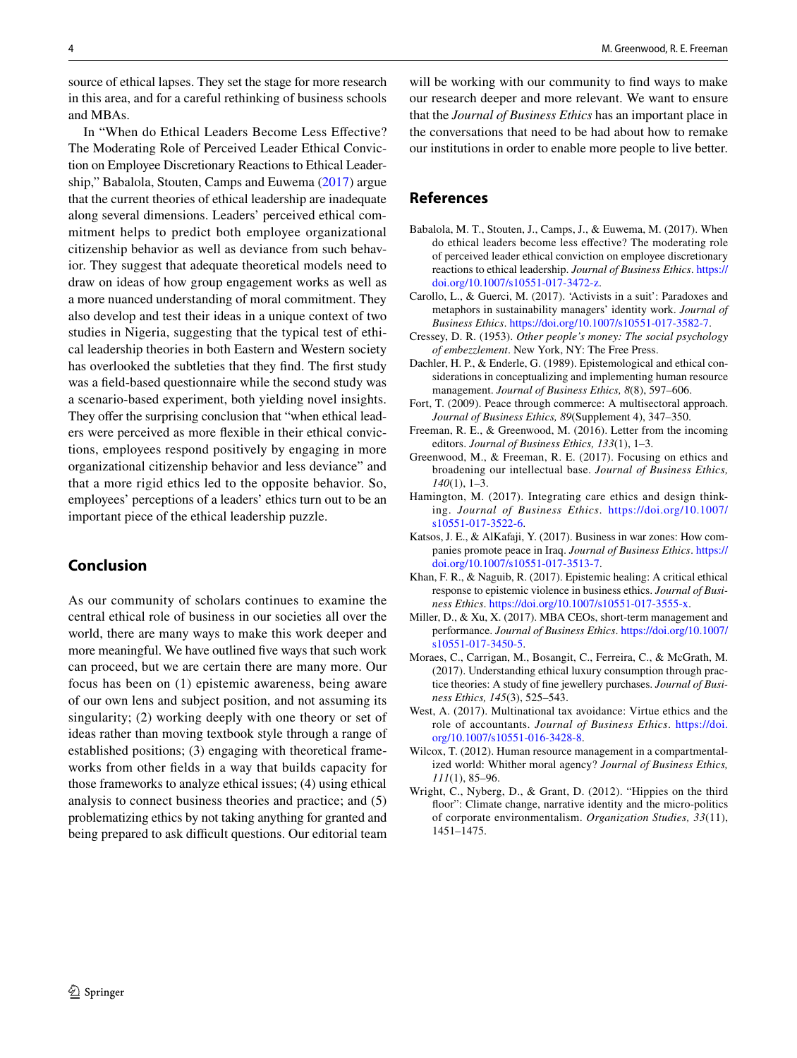source of ethical lapses. They set the stage for more research in this area, and for a careful rethinking of business schools and MBAs.

In "When do Ethical Leaders Become Less Effective? The Moderating Role of Perceived Leader Ethical Conviction on Employee Discretionary Reactions to Ethical Leadership," Babalola, Stouten, Camps and Euwema (2017) argue that the current theories of ethical leadership are inadequate along several dimensions. Leaders' perceived ethical commitment helps to predict both employee organizational citizenship behavior as well as deviance from such behavior. They suggest that adequate theoretical models need to draw on ideas of how group engagement works as well as a more nuanced understanding of moral commitment. They also develop and test their ideas in a unique context of two studies in Nigeria, suggesting that the typical test of ethical leadership theories in both Eastern and Western society has overlooked the subtleties that they find. The first study was a field-based questionnaire while the second study was a scenario-based experiment, both yielding novel insights. They offer the surprising conclusion that "when ethical leaders were perceived as more flexible in their ethical convictions, employees respond positively by engaging in more organizational citizenship behavior and less deviance" and that a more rigid ethics led to the opposite behavior. So, employees' perceptions of a leaders' ethics turn out to be an important piece of the ethical leadership puzzle.

## Conclusion

As our community of scholars continues to examine the central ethical role of business in our societies all over the world, there are many ways to make this work deeper and more meaningful. We have outlined five ways that such work can proceed, but we are certain there are many more. Our focus has been on (1) epistemic awareness, being aware of our own lens and subject position, and not assuming its singularity; (2) working deeply with one theory or set of ideas rather than moving textbook style through a range of established positions; (3) engaging with theoretical frameworks from other fields in a way that builds capacity for those frameworks to analyze ethical issues; (4) using ethical analysis to connect business theories and practice; and (5) problematizing ethics by not taking anything for granted and being prepared to ask difficult questions. Our editorial team will be working with our community to find ways to make our research deeper and more relevant. We want to ensure that the *Journal of Business Ethics* has an important place in the conversations that need to be had about how to remake our institutions in order to enable more people to live better.

## References

Babalola, M. T., Stouten, J., Camps, J., & Euwema, M. (2017). When do ethical leaders become less effective? The moderating role of perceived leader ethical conviction on employee discretionary reactions to ethical leadership. *Journal of Business Ethics*. https://doi.org/10.1007/s10551-017-3472-z.

Carollo, L., & Guerci, M. (2017). 'Activists in a suit': Paradoxes and metaphors in sustainability managers' identity work. *Journal of Business Ethics*. https://doi.org/10.1007/s10551-017-3582-7.

Cressey, D. R. (1953). *Other people's money: The social psychology of embezzlement*. New York, NY: The Free Press.

Dachler, H. P., & Enderle, G. (1989). Epistemological and ethical considerations in conceptualizing and implementing human resource management. *Journal of Business Ethics, 8*(8), 597–606.

Fort, T. (2009). Peace through commerce: A multisectoral approach. *Journal of Business Ethics, 89*(Supplement 4), 347–350.

Freeman, R. E., & Greenwood, M. (2016). Letter from the incoming editors. *Journal of Business Ethics, 133*(1), 1–3.

Greenwood, M., & Freeman, R. E. (2017). Focusing on ethics and broadening our intellectual base. *Journal of Business Ethics, 140*(1), 1–3.

Hamington, M. (2017). Integrating care ethics and design thinking. *Journal of Business Ethics*. https://doi.org/10.1007/s10551-017-3522-6.

Katsos, J. E., & AlKafaji, Y. (2017). Business in war zones: How companies promote peace in Iraq. *Journal of Business Ethics*. https://doi.org/10.1007/s10551-017-3513-7.

Khan, F. R., & Naguib, R. (2017). Epistemic healing: A critical ethical response to epistemic violence in business ethics. *Journal of Business Ethics*. https://doi.org/10.1007/s10551-017-3555-x.

Miller, D., & Xu, X. (2017). MBA CEOs, short-term management and performance. *Journal of Business Ethics*. https://doi.org/10.1007/s10551-017-3450-5.

Moraes, C., Carrigan, M., Bosangit, C., Ferreira, C., & McGrath, M. (2017). Understanding ethical luxury consumption through practice theories: A study of fine jewellery purchases. *Journal of Business Ethics, 145*(3), 525–543.

West, A. (2017). Multinational tax avoidance: Virtue ethics and the role of accountants. *Journal of Business Ethics*. https://doi.org/10.1007/s10551-016-3428-8.

Wilcox, T. (2012). Human resource management in a compartmentalized world: Whither moral agency? *Journal of Business Ethics, 111*(1), 85–96.

Wright, C., Nyberg, D., & Grant, D. (2012). "Hippies on the third floor": Climate change, narrative identity and the micro-politics of corporate environmentalism. *Organization Studies, 33*(11), 1451–1475.